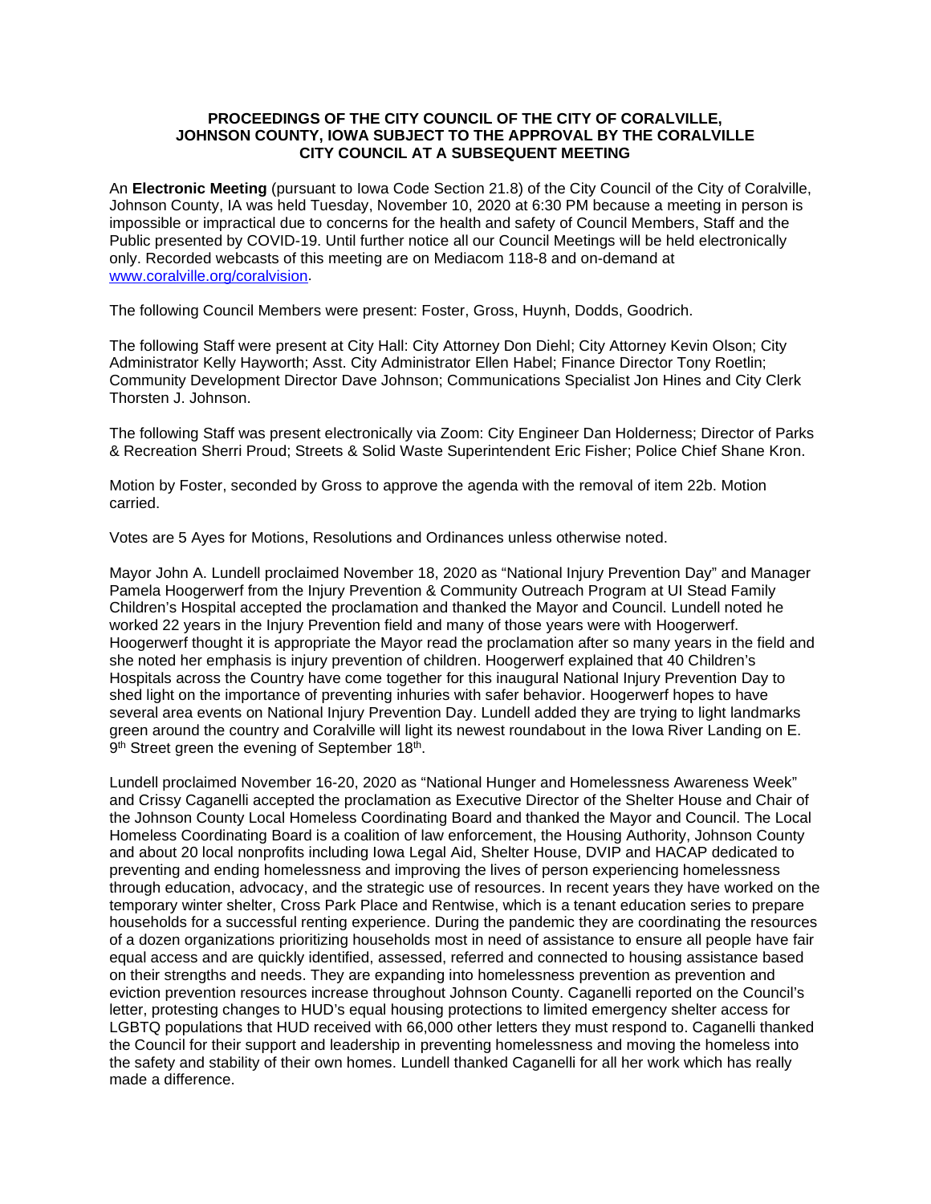**PROCEEDINGS OF THE CITY COUNCIL OF THE CITY OF CORALVILLE, JOHNSON COUNTY, IOWA SUBJECT TO THE APPROVAL BY THE CORALVILLE CITY COUNCIL AT A SUBSEQUENT MEETING**

An **Electronic Meeting** (pursuant to Iowa Code Section 21.8) of the City Council of the City of Coralville, Johnson County, IA was held Tuesday, November 10, 2020 at 6:30 PM because a meeting in person is impossible or impractical due to concerns for the health and safety of Council Members, Staff and the Public presented by COVID-19. Until further notice all our Council Meetings will be held electronically only. Recorded webcasts of this meeting are on Mediacom 118-8 and on-demand at [www.coralville.org/coralvision](www.coralville.org/coralvision).

The following Council Members were present: Foster, Gross, Huynh, Dodds, Goodrich.

The following Staff were present at City Hall: City Attorney Don Diehl; City Attorney Kevin Olson; City Administrator Kelly Hayworth; Asst. City Administrator Ellen Habel; Finance Director Tony Roetlin; Community Development Director Dave Johnson; Communications Specialist Jon Hines and City Clerk Thorsten J. Johnson.

The following Staff was present electronically via Zoom: City Engineer Dan Holderness; Director of Parks & Recreation Sherri Proud; Streets & Solid Waste Superintendent Eric Fisher; Police Chief Shane Kron.

Motion by Foster, seconded by Gross to approve the agenda with the removal of item 22b. Motion carried.

Votes are 5 Ayes for Motions, Resolutions and Ordinances unless otherwise noted.

Mayor John A. Lundell proclaimed November 18, 2020 as "National Injury Prevention Day" and Manager Pamela Hoogerwerf from the Injury Prevention & Community Outreach Program at UI Stead Family Children's Hospital accepted the proclamation and thanked the Mayor and Council. Lundell noted he worked 22 years in the Injury Prevention field and many of those years were with Hoogerwerf. Hoogerwerf thought it is appropriate the Mayor read the proclamation after so many years in the field and she noted her emphasis is injury prevention of children. Hoogerwerf explained that 40 Children's Hospitals across the Country have come together for this inaugural National Injury Prevention Day to shed light on the importance of preventing inhuries with safer behavior. Hoogerwerf hopes to have several area events on National Injury Prevention Day. Lundell added they are trying to light landmarks green around the country and Coralville will light its newest roundabout in the Iowa River Landing on E. 9th Street green the evening of September 18th.

Lundell proclaimed November 16-20, 2020 as "National Hunger and Homelessness Awareness Week" and Crissy Caganelli accepted the proclamation as Executive Director of the Shelter House and Chair of the Johnson County Local Homeless Coordinating Board and thanked the Mayor and Council. The Local Homeless Coordinating Board is a coalition of law enforcement, the Housing Authority, Johnson County and about 20 local nonprofits including Iowa Legal Aid, Shelter House, DVIP and HACAP dedicated to preventing and ending homelessness and improving the lives of person experiencing homelessness through education, advocacy, and the strategic use of resources. In recent years they have worked on the temporary winter shelter, Cross Park Place and Rentwise, which is a tenant education series to prepare households for a successful renting experience. During the pandemic they are coordinating the resources of a dozen organizations prioritizing households most in need of assistance to ensure all people have fair equal access and are quickly identified, assessed, referred and connected to housing assistance based on their strengths and needs. They are expanding into homelessness prevention as prevention and eviction prevention resources increase throughout Johnson County. Caganelli reported on the Council's letter, protesting changes to HUD's equal housing protections to limited emergency shelter access for LGBTQ populations that HUD received with 66,000 other letters they must respond to. Caganelli thanked the Council for their support and leadership in preventing homelessness and moving the homeless into the safety and stability of their own homes. Lundell thanked Caganelli for all her work which has really made a difference.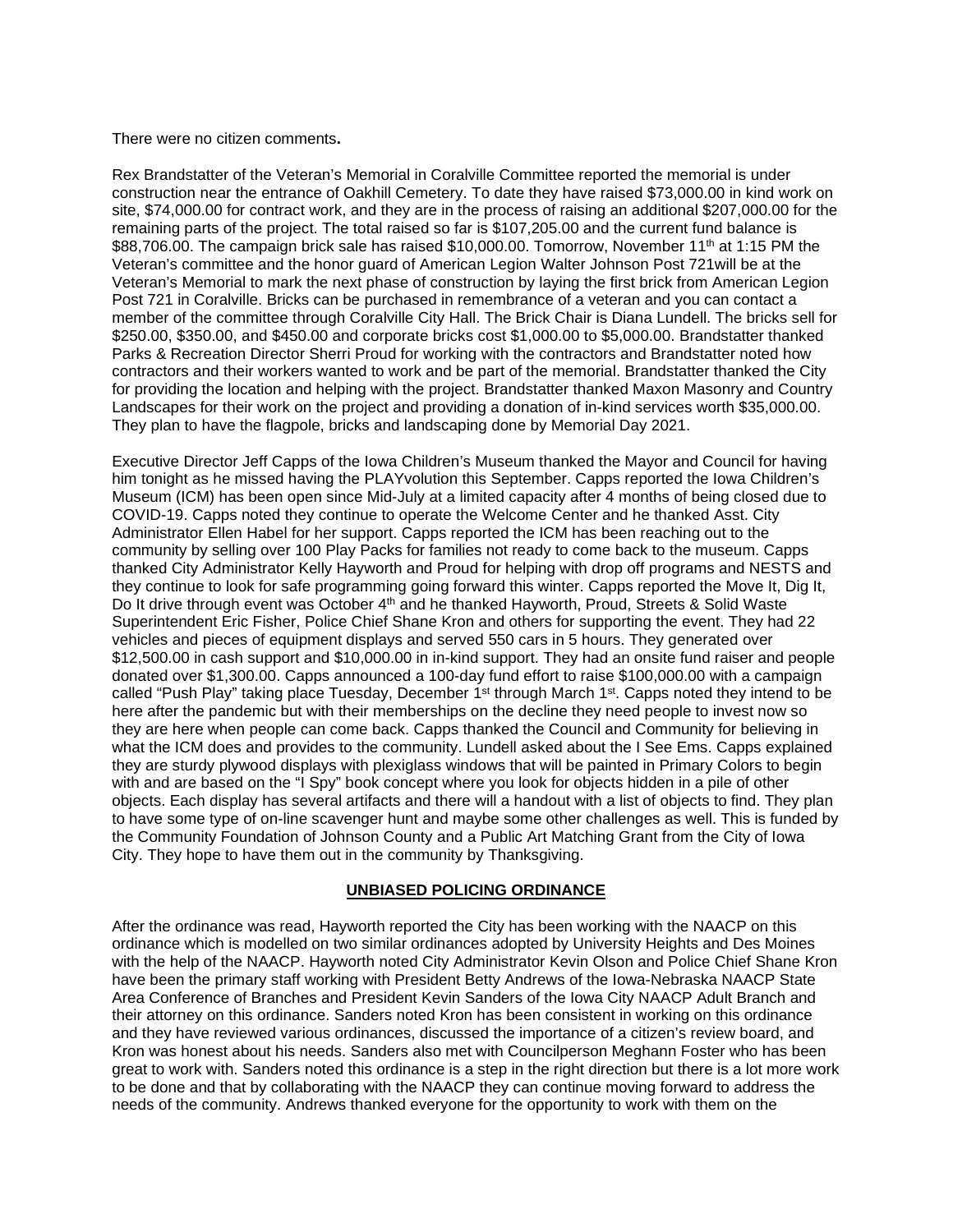There were no citizen comments**.**

Rex Brandstatter of the Veteran's Memorial in Coralville Committee reported the memorial is under construction near the entrance of Oakhill Cemetery. To date they have raised $73,000.00 in kind work on site, $74,000.00 for contract work, and they are in the process of raising an additional $207,000.00 for the remaining parts of the project. The total raised so far is $107,205.00 and the current fund balance is $88,706.00. The campaign brick sale has raised $10,000.00. Tomorrow, November 11th at 1:15 PM the Veteran's committee and the honor guard of American Legion Walter Johnson Post 721will be at the Veteran's Memorial to mark the next phase of construction by laying the first brick from American Legion Post 721 in Coralville. Bricks can be purchased in remembrance of a veteran and you can contact a member of the committee through Coralville City Hall. The Brick Chair is Diana Lundell. The bricks sell for $250.00, $350.00, and $450.00 and corporate bricks cost $1,000.00 to $5,000.00. Brandstatter thanked Parks & Recreation Director Sherri Proud for working with the contractors and Brandstatter noted how contractors and their workers wanted to work and be part of the memorial. Brandstatter thanked the City for providing the location and helping with the project. Brandstatter thanked Maxon Masonry and Country Landscapes for their work on the project and providing a donation of in-kind services worth $35,000.00. They plan to have the flagpole, bricks and landscaping done by Memorial Day 2021.

Executive Director Jeff Capps of the Iowa Children's Museum thanked the Mayor and Council for having him tonight as he missed having the PLAYvolution this September. Capps reported the Iowa Children's Museum (ICM) has been open since Mid-July at a limited capacity after 4 months of being closed due to COVID-19. Capps noted they continue to operate the Welcome Center and he thanked Asst. City Administrator Ellen Habel for her support. Capps reported the ICM has been reaching out to the community by selling over 100 Play Packs for families not ready to come back to the museum. Capps thanked City Administrator Kelly Hayworth and Proud for helping with drop off programs and NESTS and they continue to look for safe programming going forward this winter. Capps reported the Move It, Dig It, Do It drive through event was October 4th and he thanked Hayworth, Proud, Streets & Solid Waste Superintendent Eric Fisher, Police Chief Shane Kron and others for supporting the event. They had 22 vehicles and pieces of equipment displays and served 550 cars in 5 hours. They generated over $12,500.00 in cash support and $10,000.00 in in-kind support. They had an onsite fund raiser and people donated over $1,300.00. Capps announced a 100-day fund effort to raise $100,000.00 with a campaign called "Push Play" taking place Tuesday, December 1st through March 1st. Capps noted they intend to be here after the pandemic but with their memberships on the decline they need people to invest now so they are here when people can come back. Capps thanked the Council and Community for believing in what the ICM does and provides to the community. Lundell asked about the I See Ems. Capps explained they are sturdy plywood displays with plexiglass windows that will be painted in Primary Colors to begin with and are based on the "I Spy" book concept where you look for objects hidden in a pile of other objects. Each display has several artifacts and there will a handout with a list of objects to find. They plan to have some type of on-line scavenger hunt and maybe some other challenges as well. This is funded by the Community Foundation of Johnson County and a Public Art Matching Grant from the City of Iowa City. They hope to have them out in the community by Thanksgiving.

## UNBIASED POLICING ORDINANCE

After the ordinance was read, Hayworth reported the City has been working with the NAACP on this ordinance which is modelled on two similar ordinances adopted by University Heights and Des Moines with the help of the NAACP. Hayworth noted City Administrator Kevin Olson and Police Chief Shane Kron have been the primary staff working with President Betty Andrews of the Iowa-Nebraska NAACP State Area Conference of Branches and President Kevin Sanders of the Iowa City NAACP Adult Branch and their attorney on this ordinance. Sanders noted Kron has been consistent in working on this ordinance and they have reviewed various ordinances, discussed the importance of a citizen's review board, and Kron was honest about his needs. Sanders also met with Councilperson Meghann Foster who has been great to work with. Sanders noted this ordinance is a step in the right direction but there is a lot more work to be done and that by collaborating with the NAACP they can continue moving forward to address the needs of the community. Andrews thanked everyone for the opportunity to work with them on the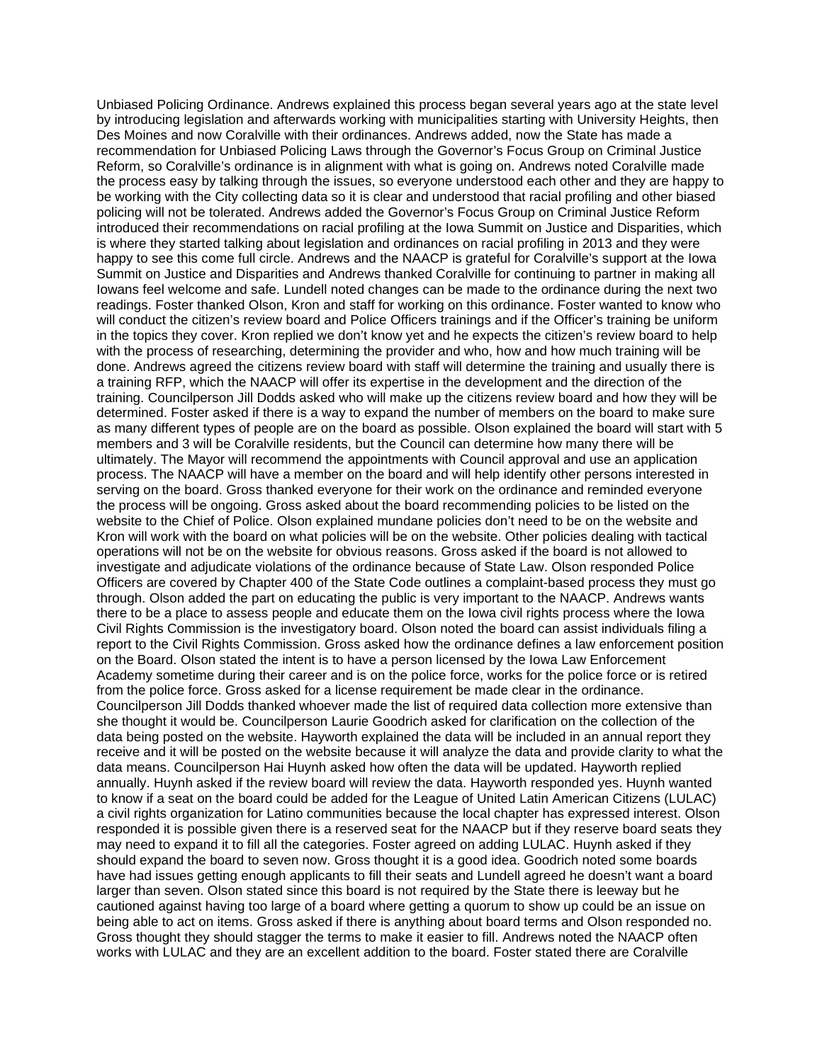Unbiased Policing Ordinance. Andrews explained this process began several years ago at the state level by introducing legislation and afterwards working with municipalities starting with University Heights, then Des Moines and now Coralville with their ordinances. Andrews added, now the State has made a recommendation for Unbiased Policing Laws through the Governor's Focus Group on Criminal Justice Reform, so Coralville's ordinance is in alignment with what is going on. Andrews noted Coralville made the process easy by talking through the issues, so everyone understood each other and they are happy to be working with the City collecting data so it is clear and understood that racial profiling and other biased policing will not be tolerated. Andrews added the Governor's Focus Group on Criminal Justice Reform introduced their recommendations on racial profiling at the Iowa Summit on Justice and Disparities, which is where they started talking about legislation and ordinances on racial profiling in 2013 and they were happy to see this come full circle. Andrews and the NAACP is grateful for Coralville's support at the Iowa Summit on Justice and Disparities and Andrews thanked Coralville for continuing to partner in making all Iowans feel welcome and safe. Lundell noted changes can be made to the ordinance during the next two readings. Foster thanked Olson, Kron and staff for working on this ordinance. Foster wanted to know who will conduct the citizen's review board and Police Officers trainings and if the Officer's training be uniform in the topics they cover. Kron replied we don't know yet and he expects the citizen's review board to help with the process of researching, determining the provider and who, how and how much training will be done. Andrews agreed the citizens review board with staff will determine the training and usually there is a training RFP, which the NAACP will offer its expertise in the development and the direction of the training. Councilperson Jill Dodds asked who will make up the citizens review board and how they will be determined. Foster asked if there is a way to expand the number of members on the board to make sure as many different types of people are on the board as possible. Olson explained the board will start with 5 members and 3 will be Coralville residents, but the Council can determine how many there will be ultimately. The Mayor will recommend the appointments with Council approval and use an application process. The NAACP will have a member on the board and will help identify other persons interested in serving on the board. Gross thanked everyone for their work on the ordinance and reminded everyone the process will be ongoing. Gross asked about the board recommending policies to be listed on the website to the Chief of Police. Olson explained mundane policies don't need to be on the website and Kron will work with the board on what policies will be on the website. Other policies dealing with tactical operations will not be on the website for obvious reasons. Gross asked if the board is not allowed to investigate and adjudicate violations of the ordinance because of State Law. Olson responded Police Officers are covered by Chapter 400 of the State Code outlines a complaint-based process they must go through. Olson added the part on educating the public is very important to the NAACP. Andrews wants there to be a place to assess people and educate them on the Iowa civil rights process where the Iowa Civil Rights Commission is the investigatory board. Olson noted the board can assist individuals filing a report to the Civil Rights Commission. Gross asked how the ordinance defines a law enforcement position on the Board. Olson stated the intent is to have a person licensed by the Iowa Law Enforcement Academy sometime during their career and is on the police force, works for the police force or is retired from the police force. Gross asked for a license requirement be made clear in the ordinance. Councilperson Jill Dodds thanked whoever made the list of required data collection more extensive than she thought it would be. Councilperson Laurie Goodrich asked for clarification on the collection of the data being posted on the website. Hayworth explained the data will be included in an annual report they receive and it will be posted on the website because it will analyze the data and provide clarity to what the data means. Councilperson Hai Huynh asked how often the data will be updated. Hayworth replied annually. Huynh asked if the review board will review the data. Hayworth responded yes. Huynh wanted to know if a seat on the board could be added for the League of United Latin American Citizens (LULAC) a civil rights organization for Latino communities because the local chapter has expressed interest. Olson responded it is possible given there is a reserved seat for the NAACP but if they reserve board seats they may need to expand it to fill all the categories. Foster agreed on adding LULAC. Huynh asked if they should expand the board to seven now. Gross thought it is a good idea. Goodrich noted some boards have had issues getting enough applicants to fill their seats and Lundell agreed he doesn't want a board larger than seven. Olson stated since this board is not required by the State there is leeway but he cautioned against having too large of a board where getting a quorum to show up could be an issue on being able to act on items. Gross asked if there is anything about board terms and Olson responded no. Gross thought they should stagger the terms to make it easier to fill. Andrews noted the NAACP often works with LULAC and they are an excellent addition to the board. Foster stated there are Coralville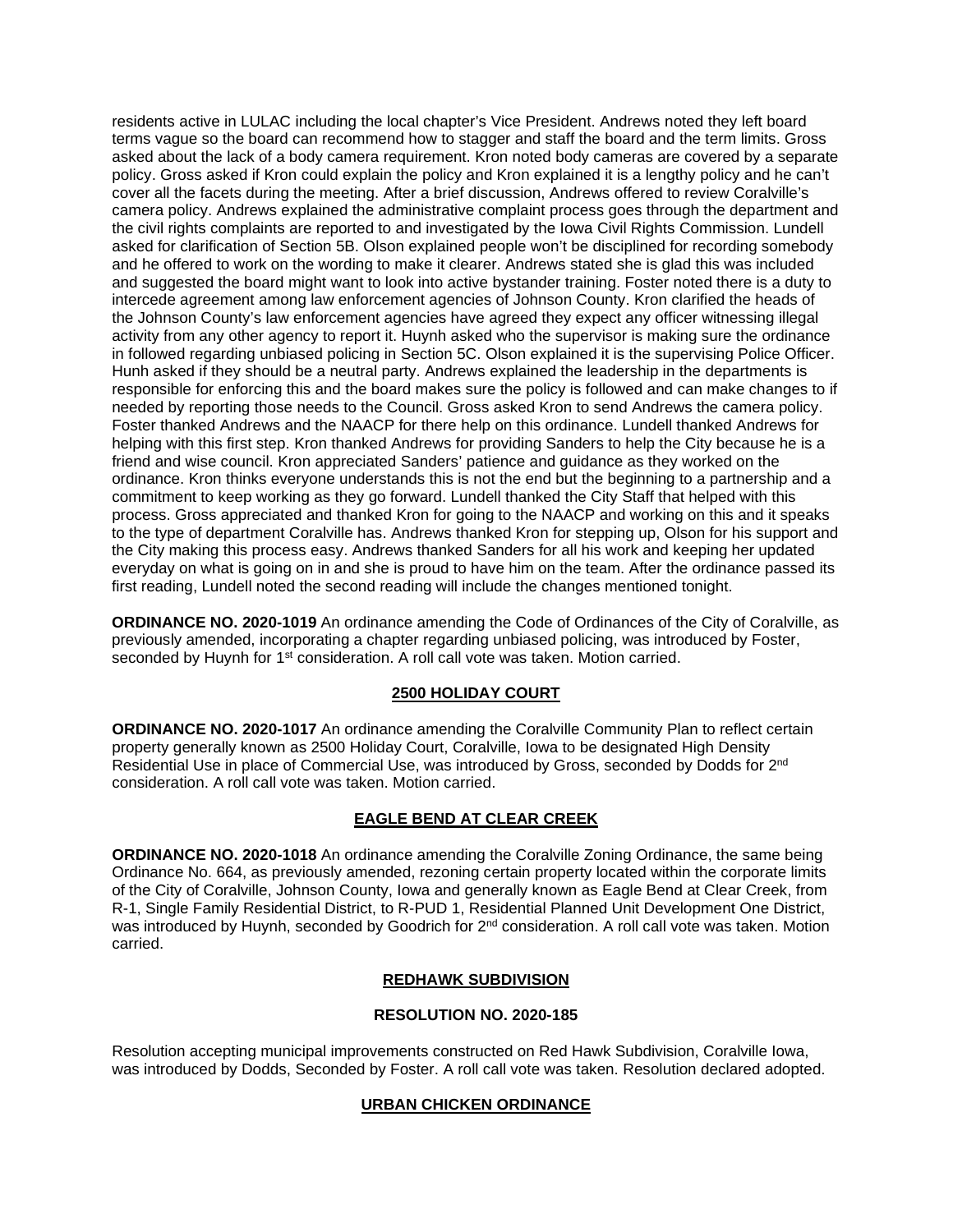residents active in LULAC including the local chapter's Vice President. Andrews noted they left board terms vague so the board can recommend how to stagger and staff the board and the term limits. Gross asked about the lack of a body camera requirement. Kron noted body cameras are covered by a separate policy. Gross asked if Kron could explain the policy and Kron explained it is a lengthy policy and he can't cover all the facets during the meeting. After a brief discussion, Andrews offered to review Coralville's camera policy. Andrews explained the administrative complaint process goes through the department and the civil rights complaints are reported to and investigated by the Iowa Civil Rights Commission. Lundell asked for clarification of Section 5B. Olson explained people won't be disciplined for recording somebody and he offered to work on the wording to make it clearer. Andrews stated she is glad this was included and suggested the board might want to look into active bystander training. Foster noted there is a duty to intercede agreement among law enforcement agencies of Johnson County. Kron clarified the heads of the Johnson County's law enforcement agencies have agreed they expect any officer witnessing illegal activity from any other agency to report it. Huynh asked who the supervisor is making sure the ordinance in followed regarding unbiased policing in Section 5C. Olson explained it is the supervising Police Officer. Hunh asked if they should be a neutral party. Andrews explained the leadership in the departments is responsible for enforcing this and the board makes sure the policy is followed and can make changes to if needed by reporting those needs to the Council. Gross asked Kron to send Andrews the camera policy. Foster thanked Andrews and the NAACP for there help on this ordinance. Lundell thanked Andrews for helping with this first step. Kron thanked Andrews for providing Sanders to help the City because he is a friend and wise council. Kron appreciated Sanders' patience and guidance as they worked on the ordinance. Kron thinks everyone understands this is not the end but the beginning to a partnership and a commitment to keep working as they go forward. Lundell thanked the City Staff that helped with this process. Gross appreciated and thanked Kron for going to the NAACP and working on this and it speaks to the type of department Coralville has. Andrews thanked Kron for stepping up, Olson for his support and the City making this process easy. Andrews thanked Sanders for all his work and keeping her updated everyday on what is going on in and she is proud to have him on the team. After the ordinance passed its first reading, Lundell noted the second reading will include the changes mentioned tonight.

**ORDINANCE NO. 2020-1019** An ordinance amending the Code of Ordinances of the City of Coralville, as previously amended, incorporating a chapter regarding unbiased policing, was introduced by Foster, seconded by Huynh for 1st consideration. A roll call vote was taken. Motion carried.

## 2500 HOLIDAY COURT

**ORDINANCE NO. 2020-1017** An ordinance amending the Coralville Community Plan to reflect certain property generally known as 2500 Holiday Court, Coralville, Iowa to be designated High Density Residential Use in place of Commercial Use, was introduced by Gross, seconded by Dodds for 2nd consideration. A roll call vote was taken. Motion carried.

## EAGLE BEND AT CLEAR CREEK

**ORDINANCE NO. 2020-1018** An ordinance amending the Coralville Zoning Ordinance, the same being Ordinance No. 664, as previously amended, rezoning certain property located within the corporate limits of the City of Coralville, Johnson County, Iowa and generally known as Eagle Bend at Clear Creek, from R-1, Single Family Residential District, to R-PUD 1, Residential Planned Unit Development One District, was introduced by Huynh, seconded by Goodrich for 2nd consideration. A roll call vote was taken. Motion carried.

## REDHAWK SUBDIVISION

### RESOLUTION NO. 2020-185

Resolution accepting municipal improvements constructed on Red Hawk Subdivision, Coralville Iowa, was introduced by Dodds, Seconded by Foster. A roll call vote was taken. Resolution declared adopted.

## URBAN CHICKEN ORDINANCE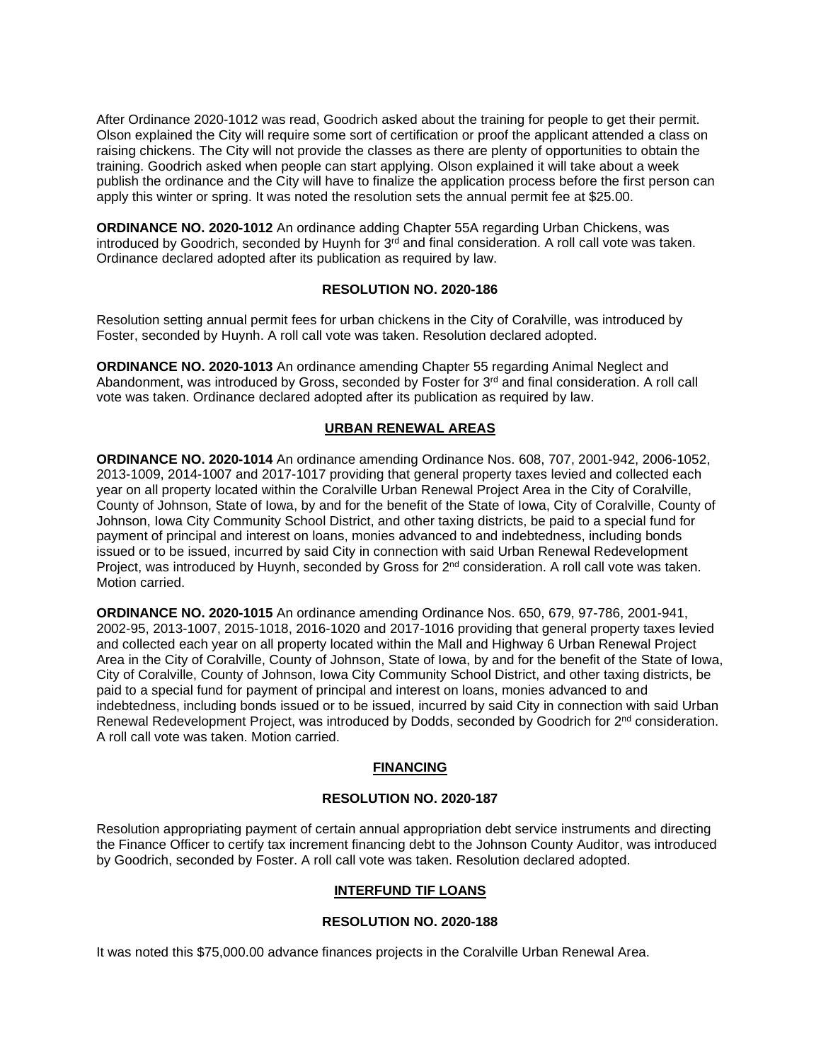After Ordinance 2020-1012 was read, Goodrich asked about the training for people to get their permit. Olson explained the City will require some sort of certification or proof the applicant attended a class on raising chickens. The City will not provide the classes as there are plenty of opportunities to obtain the training. Goodrich asked when people can start applying. Olson explained it will take about a week publish the ordinance and the City will have to finalize the application process before the first person can apply this winter or spring. It was noted the resolution sets the annual permit fee at $25.00.

**ORDINANCE NO. 2020-1012** An ordinance adding Chapter 55A regarding Urban Chickens, was introduced by Goodrich, seconded by Huynh for 3rd and final consideration. A roll call vote was taken. Ordinance declared adopted after its publication as required by law.

**RESOLUTION NO. 2020-186**

Resolution setting annual permit fees for urban chickens in the City of Coralville, was introduced by Foster, seconded by Huynh. A roll call vote was taken. Resolution declared adopted.

**ORDINANCE NO. 2020-1013** An ordinance amending Chapter 55 regarding Animal Neglect and Abandonment, was introduced by Gross, seconded by Foster for 3rd and final consideration. A roll call vote was taken. Ordinance declared adopted after its publication as required by law.

## URBAN RENEWAL AREAS

**ORDINANCE NO. 2020-1014** An ordinance amending Ordinance Nos. 608, 707, 2001-942, 2006-1052, 2013-1009, 2014-1007 and 2017-1017 providing that general property taxes levied and collected each year on all property located within the Coralville Urban Renewal Project Area in the City of Coralville, County of Johnson, State of Iowa, by and for the benefit of the State of Iowa, City of Coralville, County of Johnson, Iowa City Community School District, and other taxing districts, be paid to a special fund for payment of principal and interest on loans, monies advanced to and indebtedness, including bonds issued or to be issued, incurred by said City in connection with said Urban Renewal Redevelopment Project, was introduced by Huynh, seconded by Gross for 2nd consideration. A roll call vote was taken. Motion carried.

**ORDINANCE NO. 2020-1015** An ordinance amending Ordinance Nos. 650, 679, 97-786, 2001-941, 2002-95, 2013-1007, 2015-1018, 2016-1020 and 2017-1016 providing that general property taxes levied and collected each year on all property located within the Mall and Highway 6 Urban Renewal Project Area in the City of Coralville, County of Johnson, State of Iowa, by and for the benefit of the State of Iowa, City of Coralville, County of Johnson, Iowa City Community School District, and other taxing districts, be paid to a special fund for payment of principal and interest on loans, monies advanced to and indebtedness, including bonds issued or to be issued, incurred by said City in connection with said Urban Renewal Redevelopment Project, was introduced by Dodds, seconded by Goodrich for 2nd consideration. A roll call vote was taken. Motion carried.

## FINANCING

**RESOLUTION NO. 2020-187**

Resolution appropriating payment of certain annual appropriation debt service instruments and directing the Finance Officer to certify tax increment financing debt to the Johnson County Auditor, was introduced by Goodrich, seconded by Foster. A roll call vote was taken. Resolution declared adopted.

## INTERFUND TIF LOANS

**RESOLUTION NO. 2020-188**

It was noted this $75,000.00 advance finances projects in the Coralville Urban Renewal Area.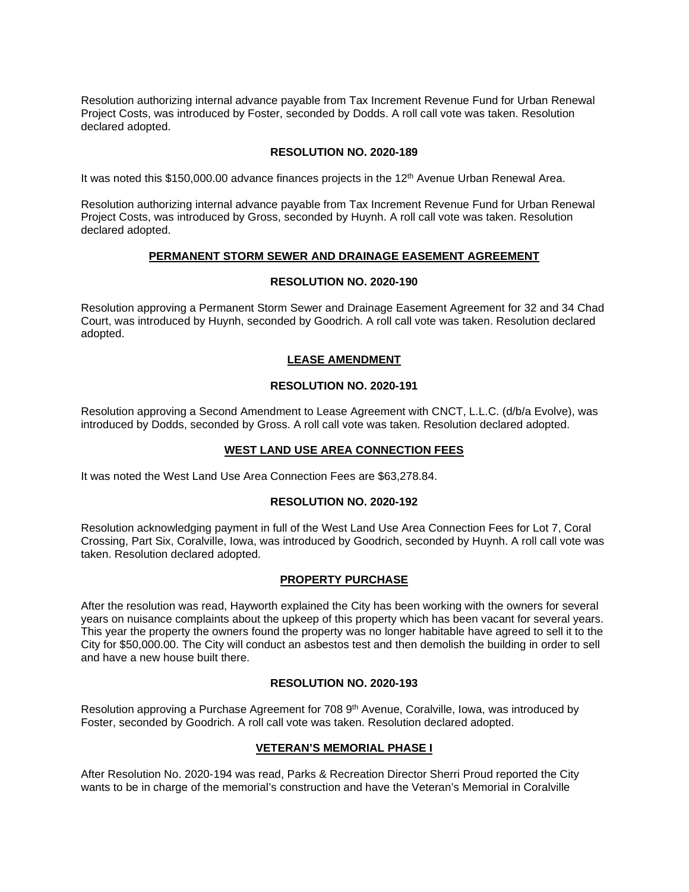Resolution authorizing internal advance payable from Tax Increment Revenue Fund for Urban Renewal Project Costs, was introduced by Foster, seconded by Dodds. A roll call vote was taken. Resolution declared adopted.

**RESOLUTION NO. 2020-189**

It was noted this $150,000.00 advance finances projects in the 12th Avenue Urban Renewal Area.

Resolution authorizing internal advance payable from Tax Increment Revenue Fund for Urban Renewal Project Costs, was introduced by Gross, seconded by Huynh. A roll call vote was taken. Resolution declared adopted.

**PERMANENT STORM SEWER AND DRAINAGE EASEMENT AGREEMENT**

**RESOLUTION NO. 2020-190**

Resolution approving a Permanent Storm Sewer and Drainage Easement Agreement for 32 and 34 Chad Court, was introduced by Huynh, seconded by Goodrich. A roll call vote was taken. Resolution declared adopted.

**LEASE AMENDMENT**

**RESOLUTION NO. 2020-191**

Resolution approving a Second Amendment to Lease Agreement with CNCT, L.L.C. (d/b/a Evolve), was introduced by Dodds, seconded by Gross. A roll call vote was taken. Resolution declared adopted.

**WEST LAND USE AREA CONNECTION FEES**

It was noted the West Land Use Area Connection Fees are $63,278.84.

**RESOLUTION NO. 2020-192**

Resolution acknowledging payment in full of the West Land Use Area Connection Fees for Lot 7, Coral Crossing, Part Six, Coralville, Iowa, was introduced by Goodrich, seconded by Huynh. A roll call vote was taken. Resolution declared adopted.

**PROPERTY PURCHASE**

After the resolution was read, Hayworth explained the City has been working with the owners for several years on nuisance complaints about the upkeep of this property which has been vacant for several years. This year the property the owners found the property was no longer habitable have agreed to sell it to the City for $50,000.00. The City will conduct an asbestos test and then demolish the building in order to sell and have a new house built there.

**RESOLUTION NO. 2020-193**

Resolution approving a Purchase Agreement for 708 9th Avenue, Coralville, Iowa, was introduced by Foster, seconded by Goodrich. A roll call vote was taken. Resolution declared adopted.

**VETERAN'S MEMORIAL PHASE I**

After Resolution No. 2020-194 was read, Parks & Recreation Director Sherri Proud reported the City wants to be in charge of the memorial's construction and have the Veteran's Memorial in Coralville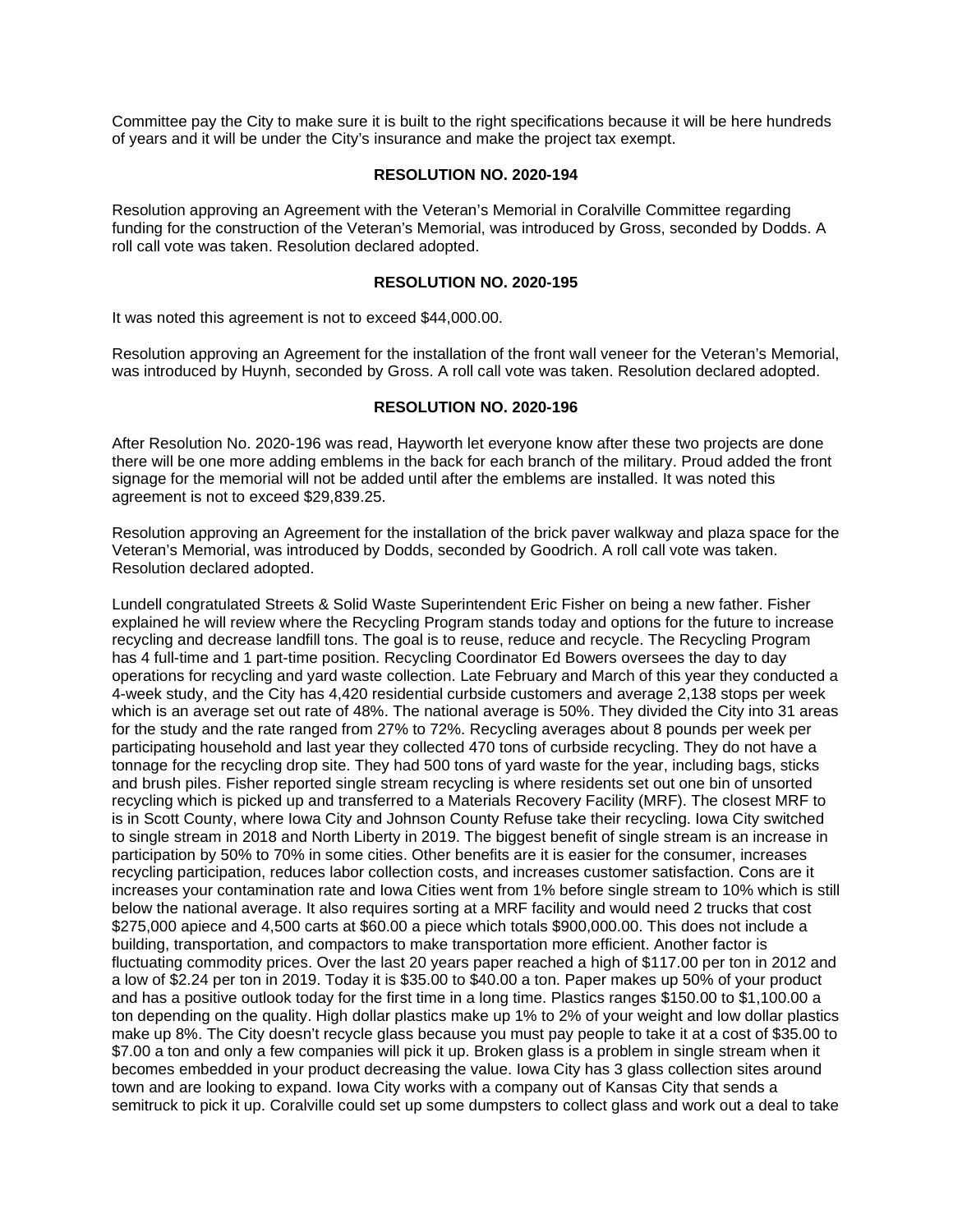Committee pay the City to make sure it is built to the right specifications because it will be here hundreds of years and it will be under the City's insurance and make the project tax exempt.

**RESOLUTION NO. 2020-194**

Resolution approving an Agreement with the Veteran's Memorial in Coralville Committee regarding funding for the construction of the Veteran's Memorial, was introduced by Gross, seconded by Dodds. A roll call vote was taken. Resolution declared adopted.

**RESOLUTION NO. 2020-195**

It was noted this agreement is not to exceed $44,000.00.

Resolution approving an Agreement for the installation of the front wall veneer for the Veteran's Memorial, was introduced by Huynh, seconded by Gross. A roll call vote was taken. Resolution declared adopted.

**RESOLUTION NO. 2020-196**

After Resolution No. 2020-196 was read, Hayworth let everyone know after these two projects are done there will be one more adding emblems in the back for each branch of the military. Proud added the front signage for the memorial will not be added until after the emblems are installed. It was noted this agreement is not to exceed $29,839.25.

Resolution approving an Agreement for the installation of the brick paver walkway and plaza space for the Veteran's Memorial, was introduced by Dodds, seconded by Goodrich. A roll call vote was taken. Resolution declared adopted.

Lundell congratulated Streets & Solid Waste Superintendent Eric Fisher on being a new father. Fisher explained he will review where the Recycling Program stands today and options for the future to increase recycling and decrease landfill tons. The goal is to reuse, reduce and recycle. The Recycling Program has 4 full-time and 1 part-time position. Recycling Coordinator Ed Bowers oversees the day to day operations for recycling and yard waste collection. Late February and March of this year they conducted a 4-week study, and the City has 4,420 residential curbside customers and average 2,138 stops per week which is an average set out rate of 48%. The national average is 50%. They divided the City into 31 areas for the study and the rate ranged from 27% to 72%. Recycling averages about 8 pounds per week per participating household and last year they collected 470 tons of curbside recycling. They do not have a tonnage for the recycling drop site. They had 500 tons of yard waste for the year, including bags, sticks and brush piles. Fisher reported single stream recycling is where residents set out one bin of unsorted recycling which is picked up and transferred to a Materials Recovery Facility (MRF). The closest MRF to is in Scott County, where Iowa City and Johnson County Refuse take their recycling. Iowa City switched to single stream in 2018 and North Liberty in 2019. The biggest benefit of single stream is an increase in participation by 50% to 70% in some cities. Other benefits are it is easier for the consumer, increases recycling participation, reduces labor collection costs, and increases customer satisfaction. Cons are it increases your contamination rate and Iowa Cities went from 1% before single stream to 10% which is still below the national average. It also requires sorting at a MRF facility and would need 2 trucks that cost $275,000 apiece and 4,500 carts at $60.00 a piece which totals $900,000.00. This does not include a building, transportation, and compactors to make transportation more efficient. Another factor is fluctuating commodity prices. Over the last 20 years paper reached a high of $117.00 per ton in 2012 and a low of $2.24 per ton in 2019. Today it is $35.00 to $40.00 a ton. Paper makes up 50% of your product and has a positive outlook today for the first time in a long time. Plastics ranges $150.00 to $1,100.00 a ton depending on the quality. High dollar plastics make up 1% to 2% of your weight and low dollar plastics make up 8%. The City doesn't recycle glass because you must pay people to take it at a cost of $35.00 to $7.00 a ton and only a few companies will pick it up. Broken glass is a problem in single stream when it becomes embedded in your product decreasing the value. Iowa City has 3 glass collection sites around town and are looking to expand. Iowa City works with a company out of Kansas City that sends a semitruck to pick it up. Coralville could set up some dumpsters to collect glass and work out a deal to take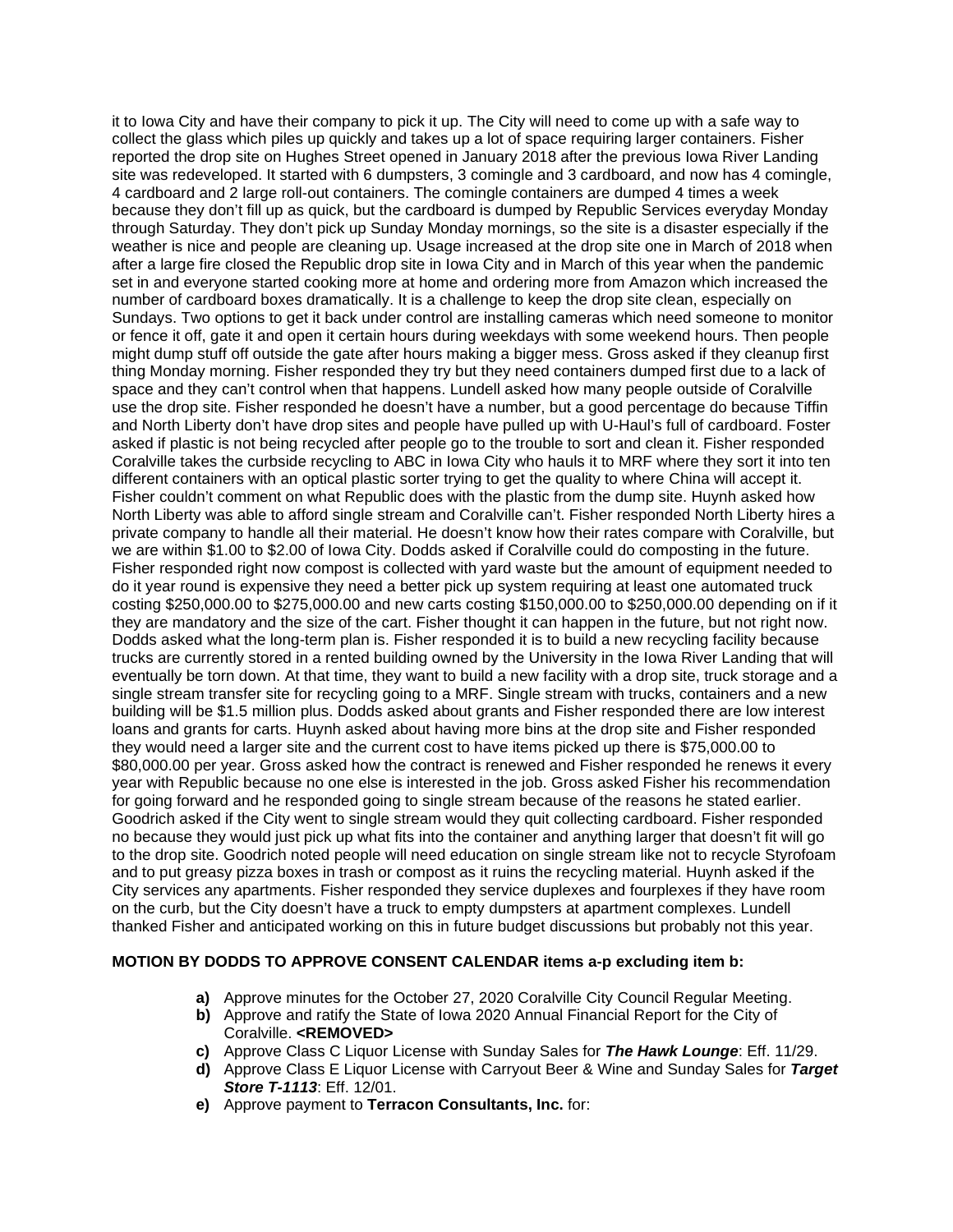it to Iowa City and have their company to pick it up. The City will need to come up with a safe way to collect the glass which piles up quickly and takes up a lot of space requiring larger containers. Fisher reported the drop site on Hughes Street opened in January 2018 after the previous Iowa River Landing site was redeveloped. It started with 6 dumpsters, 3 comingle and 3 cardboard, and now has 4 comingle, 4 cardboard and 2 large roll-out containers. The comingle containers are dumped 4 times a week because they don't fill up as quick, but the cardboard is dumped by Republic Services everyday Monday through Saturday. They don't pick up Sunday Monday mornings, so the site is a disaster especially if the weather is nice and people are cleaning up. Usage increased at the drop site one in March of 2018 when after a large fire closed the Republic drop site in Iowa City and in March of this year when the pandemic set in and everyone started cooking more at home and ordering more from Amazon which increased the number of cardboard boxes dramatically. It is a challenge to keep the drop site clean, especially on Sundays. Two options to get it back under control are installing cameras which need someone to monitor or fence it off, gate it and open it certain hours during weekdays with some weekend hours. Then people might dump stuff off outside the gate after hours making a bigger mess. Gross asked if they cleanup first thing Monday morning. Fisher responded they try but they need containers dumped first due to a lack of space and they can't control when that happens. Lundell asked how many people outside of Coralville use the drop site. Fisher responded he doesn't have a number, but a good percentage do because Tiffin and North Liberty don't have drop sites and people have pulled up with U-Haul's full of cardboard. Foster asked if plastic is not being recycled after people go to the trouble to sort and clean it. Fisher responded Coralville takes the curbside recycling to ABC in Iowa City who hauls it to MRF where they sort it into ten different containers with an optical plastic sorter trying to get the quality to where China will accept it. Fisher couldn't comment on what Republic does with the plastic from the dump site. Huynh asked how North Liberty was able to afford single stream and Coralville can't. Fisher responded North Liberty hires a private company to handle all their material. He doesn't know how their rates compare with Coralville, but we are within $1.00 to $2.00 of Iowa City. Dodds asked if Coralville could do composting in the future. Fisher responded right now compost is collected with yard waste but the amount of equipment needed to do it year round is expensive they need a better pick up system requiring at least one automated truck costing $250,000.00 to $275,000.00 and new carts costing $150,000.00 to $250,000.00 depending on if it they are mandatory and the size of the cart. Fisher thought it can happen in the future, but not right now. Dodds asked what the long-term plan is. Fisher responded it is to build a new recycling facility because trucks are currently stored in a rented building owned by the University in the Iowa River Landing that will eventually be torn down. At that time, they want to build a new facility with a drop site, truck storage and a single stream transfer site for recycling going to a MRF. Single stream with trucks, containers and a new building will be $1.5 million plus. Dodds asked about grants and Fisher responded there are low interest loans and grants for carts. Huynh asked about having more bins at the drop site and Fisher responded they would need a larger site and the current cost to have items picked up there is $75,000.00 to $80,000.00 per year. Gross asked how the contract is renewed and Fisher responded he renews it every year with Republic because no one else is interested in the job. Gross asked Fisher his recommendation for going forward and he responded going to single stream because of the reasons he stated earlier. Goodrich asked if the City went to single stream would they quit collecting cardboard. Fisher responded no because they would just pick up what fits into the container and anything larger that doesn't fit will go to the drop site. Goodrich noted people will need education on single stream like not to recycle Styrofoam and to put greasy pizza boxes in trash or compost as it ruins the recycling material. Huynh asked if the City services any apartments. Fisher responded they service duplexes and fourplexes if they have room on the curb, but the City doesn't have a truck to empty dumpsters at apartment complexes. Lundell thanked Fisher and anticipated working on this in future budget discussions but probably not this year.

**MOTION BY DODDS TO APPROVE CONSENT CALENDAR items a-p excluding item b:**

- **a)** Approve minutes for the October 27, 2020 Coralville City Council Regular Meeting.
- **b)** Approve and ratify the State of Iowa 2020 Annual Financial Report for the City of Coralville. **<REMOVED>**
- **c)** Approve Class C Liquor License with Sunday Sales for ***The Hawk Lounge***: Eff. 11/29.
- **d)** Approve Class E Liquor License with Carryout Beer & Wine and Sunday Sales for ***Target Store T-1113***: Eff. 12/01.
- **e)** Approve payment to **Terracon Consultants, Inc.** for: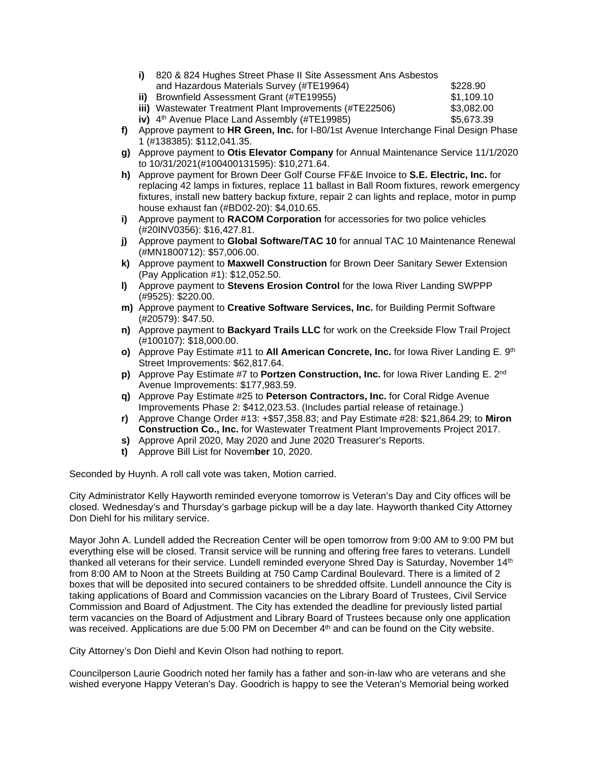i) 820 & 824 Hughes Street Phase II Site Assessment Ans Asbestos and Hazardous Materials Survey (#TE19964) $228.90
ii) Brownfield Assessment Grant (#TE19955) $1,109.10
iii) Wastewater Treatment Plant Improvements (#TE22506) $3,082.00
iv) 4th Avenue Place Land Assembly (#TE19985) $5,673.39

**f)** Approve payment to **HR Green, Inc.** for I-80/1st Avenue Interchange Final Design Phase 1 (#138385): $112,041.35.

**g)** Approve payment to **Otis Elevator Company** for Annual Maintenance Service 11/1/2020 to 10/31/2021(#100400131595): $10,271.64.

**h)** Approve payment for Brown Deer Golf Course FF&E Invoice to **S.E. Electric, Inc.** for replacing 42 lamps in fixtures, replace 11 ballast in Ball Room fixtures, rework emergency fixtures, install new battery backup fixture, repair 2 can lights and replace, motor in pump house exhaust fan (#BD02-20): $4,010.65.

**i)** Approve payment to **RACOM Corporation** for accessories for two police vehicles (#20INV0356): $16,427.81.

**j)** Approve payment to **Global Software/TAC 10** for annual TAC 10 Maintenance Renewal (#MN1800712): $57,006.00.

**k)** Approve payment to **Maxwell Construction** for Brown Deer Sanitary Sewer Extension (Pay Application #1): $12,052.50.

**l)** Approve payment to **Stevens Erosion Control** for the Iowa River Landing SWPPP (#9525): $220.00.

**m)** Approve payment to **Creative Software Services, Inc.** for Building Permit Software (#20579): $47.50.

**n)** Approve payment to **Backyard Trails LLC** for work on the Creekside Flow Trail Project (#100107): $18,000.00.

**o)** Approve Pay Estimate #11 to **All American Concrete, Inc.** for Iowa River Landing E. 9th Street Improvements: $62,817.64.

**p)** Approve Pay Estimate #7 to **Portzen Construction, Inc.** for Iowa River Landing E. 2nd Avenue Improvements: $177,983.59.

**q)** Approve Pay Estimate #25 to **Peterson Contractors, Inc.** for Coral Ridge Avenue Improvements Phase 2: $412,023.53. (Includes partial release of retainage.)

**r)** Approve Change Order #13: +$57,358.83; and Pay Estimate #28: $21,864.29; to **Miron Construction Co., Inc.** for Wastewater Treatment Plant Improvements Project 2017.

**s)** Approve April 2020, May 2020 and June 2020 Treasurer's Reports.

**t)** Approve Bill List for Novem**ber** 10, 2020.

Seconded by Huynh. A roll call vote was taken, Motion carried.

City Administrator Kelly Hayworth reminded everyone tomorrow is Veteran's Day and City offices will be closed. Wednesday's and Thursday's garbage pickup will be a day late. Hayworth thanked City Attorney Don Diehl for his military service.

Mayor John A. Lundell added the Recreation Center will be open tomorrow from 9:00 AM to 9:00 PM but everything else will be closed. Transit service will be running and offering free fares to veterans. Lundell thanked all veterans for their service. Lundell reminded everyone Shred Day is Saturday, November 14th from 8:00 AM to Noon at the Streets Building at 750 Camp Cardinal Boulevard. There is a limited of 2 boxes that will be deposited into secured containers to be shredded offsite. Lundell announce the City is taking applications of Board and Commission vacancies on the Library Board of Trustees, Civil Service Commission and Board of Adjustment. The City has extended the deadline for previously listed partial term vacancies on the Board of Adjustment and Library Board of Trustees because only one application was received. Applications are due 5:00 PM on December 4th and can be found on the City website.

City Attorney's Don Diehl and Kevin Olson had nothing to report.

Councilperson Laurie Goodrich noted her family has a father and son-in-law who are veterans and she wished everyone Happy Veteran's Day. Goodrich is happy to see the Veteran's Memorial being worked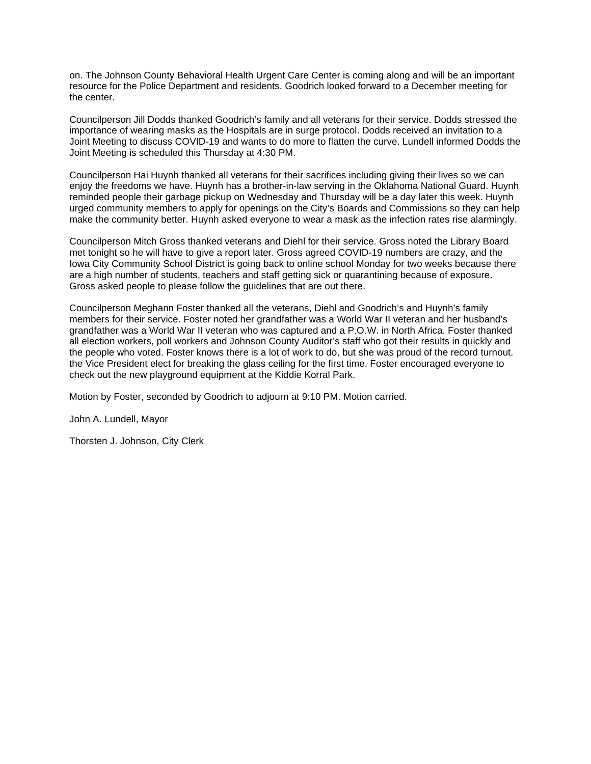on. The Johnson County Behavioral Health Urgent Care Center is coming along and will be an important resource for the Police Department and residents. Goodrich looked forward to a December meeting for the center.

Councilperson Jill Dodds thanked Goodrich's family and all veterans for their service. Dodds stressed the importance of wearing masks as the Hospitals are in surge protocol. Dodds received an invitation to a Joint Meeting to discuss COVID-19 and wants to do more to flatten the curve. Lundell informed Dodds the Joint Meeting is scheduled this Thursday at 4:30 PM.

Councilperson Hai Huynh thanked all veterans for their sacrifices including giving their lives so we can enjoy the freedoms we have. Huynh has a brother-in-law serving in the Oklahoma National Guard. Huynh reminded people their garbage pickup on Wednesday and Thursday will be a day later this week. Huynh urged community members to apply for openings on the City's Boards and Commissions so they can help make the community better. Huynh asked everyone to wear a mask as the infection rates rise alarmingly.

Councilperson Mitch Gross thanked veterans and Diehl for their service. Gross noted the Library Board met tonight so he will have to give a report later. Gross agreed COVID-19 numbers are crazy, and the Iowa City Community School District is going back to online school Monday for two weeks because there are a high number of students, teachers and staff getting sick or quarantining because of exposure. Gross asked people to please follow the guidelines that are out there.

Councilperson Meghann Foster thanked all the veterans, Diehl and Goodrich's and Huynh's family members for their service. Foster noted her grandfather was a World War II veteran and her husband's grandfather was a World War II veteran who was captured and a P.O.W. in North Africa. Foster thanked all election workers, poll workers and Johnson County Auditor's staff who got their results in quickly and the people who voted. Foster knows there is a lot of work to do, but she was proud of the record turnout. the Vice President elect for breaking the glass ceiling for the first time. Foster encouraged everyone to check out the new playground equipment at the Kiddie Korral Park.

Motion by Foster, seconded by Goodrich to adjourn at 9:10 PM. Motion carried.

John A. Lundell, Mayor

Thorsten J. Johnson, City Clerk